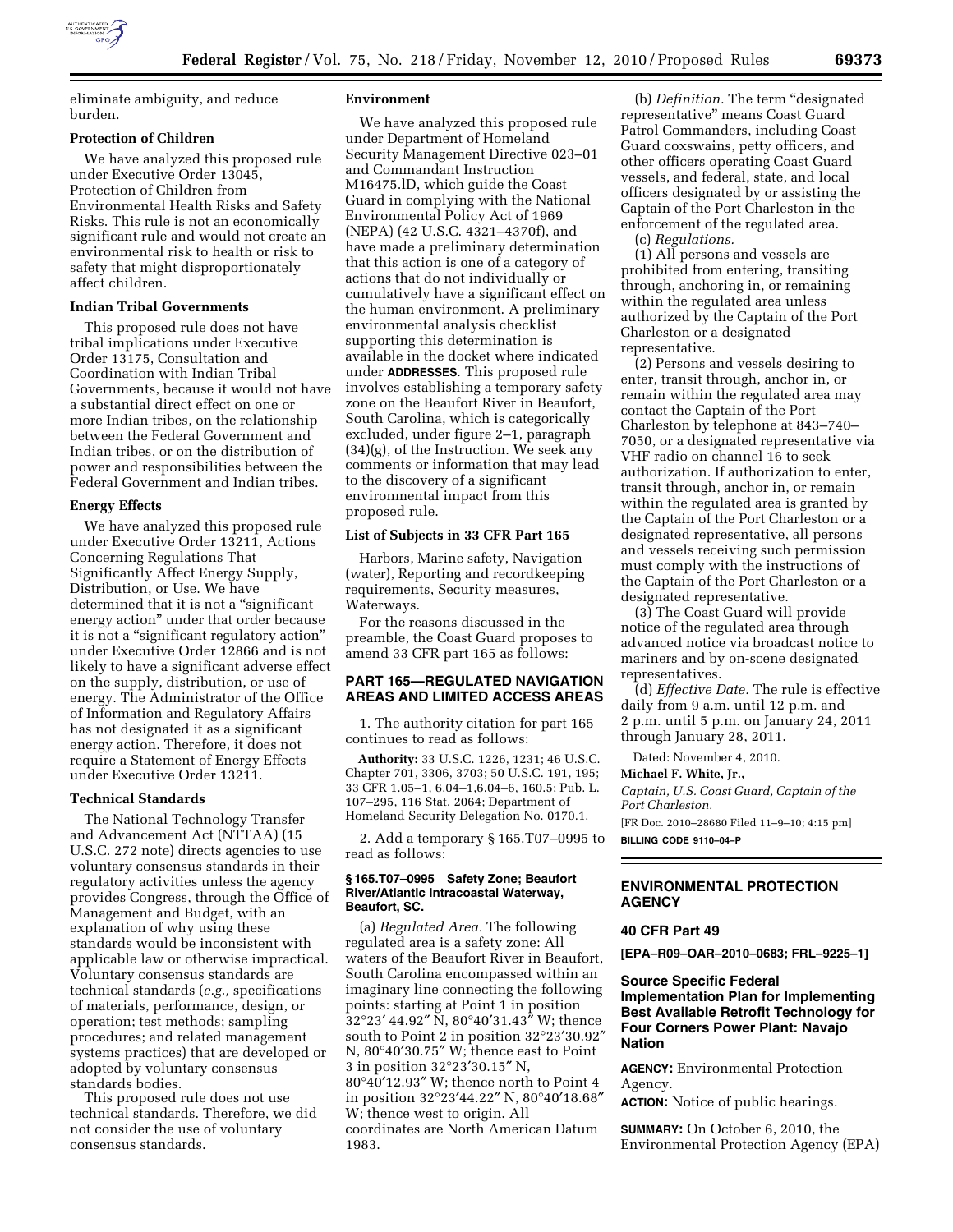eliminate ambiguity, and reduce burden.

### Protection of Children

We have analyzed this proposed rule under Executive Order 13045, Protection of Children from Environmental Health Risks and Safety Risks. This rule is not an economically significant rule and would not create an environmental risk to health or risk to safety that might disproportionately affect children.

### Indian Tribal Governments

This proposed rule does not have tribal implications under Executive Order 13175, Consultation and Coordination with Indian Tribal Governments, because it would not have a substantial direct effect on one or more Indian tribes, on the relationship between the Federal Government and Indian tribes, or on the distribution of power and responsibilities between the Federal Government and Indian tribes.

### Energy Effects

We have analyzed this proposed rule under Executive Order 13211, Actions Concerning Regulations That Significantly Affect Energy Supply, Distribution, or Use. We have determined that it is not a "significant energy action" under that order because it is not a "significant regulatory action" under Executive Order 12866 and is not likely to have a significant adverse effect on the supply, distribution, or use of energy. The Administrator of the Office of Information and Regulatory Affairs has not designated it as a significant energy action. Therefore, it does not require a Statement of Energy Effects under Executive Order 13211.

### Technical Standards

The National Technology Transfer and Advancement Act (NTTAA) (15 U.S.C. 272 note) directs agencies to use voluntary consensus standards in their regulatory activities unless the agency provides Congress, through the Office of Management and Budget, with an explanation of why using these standards would be inconsistent with applicable law or otherwise impractical. Voluntary consensus standards are technical standards (*e.g.,* specifications of materials, performance, design, or operation; test methods; sampling procedures; and related management systems practices) that are developed or adopted by voluntary consensus standards bodies.

This proposed rule does not use technical standards. Therefore, we did not consider the use of voluntary consensus standards.

### Environment

We have analyzed this proposed rule under Department of Homeland Security Management Directive 023–01 and Commandant Instruction M16475.lD, which guide the Coast Guard in complying with the National Environmental Policy Act of 1969 (NEPA) (42 U.S.C. 4321–4370f), and have made a preliminary determination that this action is one of a category of actions that do not individually or cumulatively have a significant effect on the human environment. A preliminary environmental analysis checklist supporting this determination is available in the docket where indicated under **ADDRESSES**. This proposed rule involves establishing a temporary safety zone on the Beaufort River in Beaufort, South Carolina, which is categorically excluded, under figure 2–1, paragraph (34)(g), of the Instruction. We seek any comments or information that may lead to the discovery of a significant environmental impact from this proposed rule.

### List of Subjects in 33 CFR Part 165

Harbors, Marine safety, Navigation (water), Reporting and recordkeeping requirements, Security measures, Waterways.

For the reasons discussed in the preamble, the Coast Guard proposes to amend 33 CFR part 165 as follows:

## PART 165—REGULATED NAVIGATION AREAS AND LIMITED ACCESS AREAS

1. The authority citation for part 165 continues to read as follows:

**Authority:** 33 U.S.C. 1226, 1231; 46 U.S.C. Chapter 701, 3306, 3703; 50 U.S.C. 191, 195; 33 CFR 1.05–1, 6.04–1,6.04–6, 160.5; Pub. L. 107–295, 116 Stat. 2064; Department of Homeland Security Delegation No. 0170.1.

2. Add a temporary § 165.T07–0995 to read as follows:

#### § 165.T07–0995 Safety Zone; Beaufort River/Atlantic Intracoastal Waterway, Beaufort, SC.

(a) *Regulated Area.* The following regulated area is a safety zone: All waters of the Beaufort River in Beaufort, South Carolina encompassed within an imaginary line connecting the following points: starting at Point 1 in position 32°23′ 44.92″ N, 80°40′31.43″ W; thence south to Point 2 in position 32°23′30.92″ N, 80°40′30.75″ W; thence east to Point 3 in position 32°23′30.15″ N, 80°40′12.93″ W; thence north to Point 4 in position 32°23′44.22″ N, 80°40′18.68″ W; thence west to origin. All coordinates are North American Datum 1983.

(b) *Definition.* The term "designated representative" means Coast Guard Patrol Commanders, including Coast Guard coxswains, petty officers, and other officers operating Coast Guard vessels, and federal, state, and local officers designated by or assisting the Captain of the Port Charleston in the enforcement of the regulated area.

(c) *Regulations.*

(1) All persons and vessels are prohibited from entering, transiting through, anchoring in, or remaining within the regulated area unless authorized by the Captain of the Port Charleston or a designated representative.

(2) Persons and vessels desiring to enter, transit through, anchor in, or remain within the regulated area may contact the Captain of the Port Charleston by telephone at 843–740–7050, or a designated representative via VHF radio on channel 16 to seek authorization. If authorization to enter, transit through, anchor in, or remain within the regulated area is granted by the Captain of the Port Charleston or a designated representative, all persons and vessels receiving such permission must comply with the instructions of the Captain of the Port Charleston or a designated representative.

(3) The Coast Guard will provide notice of the regulated area through advanced notice via broadcast notice to mariners and by on-scene designated representatives.

(d) *Effective Date.* The rule is effective daily from 9 a.m. until 12 p.m. and 2 p.m. until 5 p.m. on January 24, 2011 through January 28, 2011.

Dated: November 4, 2010.

**Michael F. White, Jr.,**

*Captain, U.S. Coast Guard, Captain of the Port Charleston.*

[FR Doc. 2010–28680 Filed 11–9–10; 4:15 pm]

**BILLING CODE 9110–04–P**

---

## ENVIRONMENTAL PROTECTION AGENCY

### 40 CFR Part 49

**[EPA–R09–OAR–2010–0683; FRL–9225–1]**

### Source Specific Federal Implementation Plan for Implementing Best Available Retrofit Technology for Four Corners Power Plant: Navajo Nation

**AGENCY:** Environmental Protection Agency.

**ACTION:** Notice of public hearings.

**SUMMARY:** On October 6, 2010, the Environmental Protection Agency (EPA)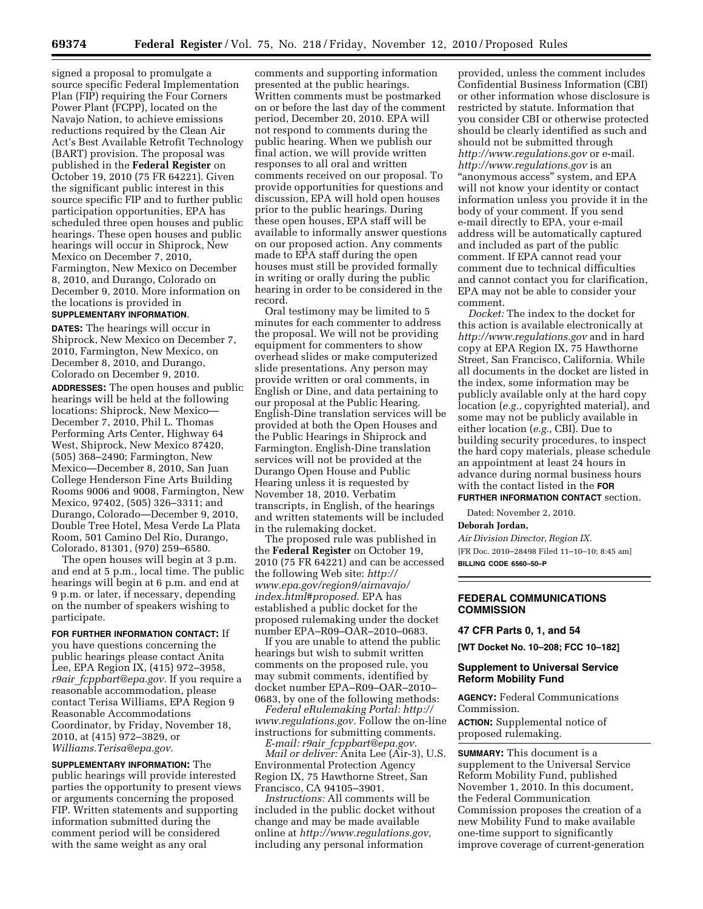signed a proposal to promulgate a source specific Federal Implementation Plan (FIP) requiring the Four Corners Power Plant (FCPP), located on the Navajo Nation, to achieve emissions reductions required by the Clean Air Act's Best Available Retrofit Technology (BART) provision. The proposal was published in the **Federal Register** on October 19, 2010 (75 FR 64221). Given the significant public interest in this source specific FIP and to further public participation opportunities, EPA has scheduled three open houses and public hearings. These open houses and public hearings will occur in Shiprock, New Mexico on December 7, 2010, Farmington, New Mexico on December 8, 2010, and Durango, Colorado on December 9, 2010. More information on the locations is provided in **SUPPLEMENTARY INFORMATION**.

**DATES:** The hearings will occur in Shiprock, New Mexico on December 7, 2010, Farmington, New Mexico, on December 8, 2010, and Durango, Colorado on December 9, 2010.

**ADDRESSES:** The open houses and public hearings will be held at the following locations: Shiprock, New Mexico—December 7, 2010, Phil L. Thomas Performing Arts Center, Highway 64 West, Shiprock, New Mexico 87420, (505) 368–2490; Farmington, New Mexico—December 8, 2010, San Juan College Henderson Fine Arts Building Rooms 9006 and 9008, Farmington, New Mexico, 97402, (505) 326–3311; and Durango, Colorado—December 9, 2010, Double Tree Hotel, Mesa Verde La Plata Room, 501 Camino Del Rio, Durango, Colorado, 81301, (970) 259–6580.

The open houses will begin at 3 p.m. and end at 5 p.m., local time. The public hearings will begin at 6 p.m. and end at 9 p.m. or later, if necessary, depending on the number of speakers wishing to participate.

**FOR FURTHER INFORMATION CONTACT:** If you have questions concerning the public hearings please contact Anita Lee, EPA Region IX, (415) 972–3958, *r9air_fcppbart@epa.gov*. If you require a reasonable accommodation, please contact Terisa Williams, EPA Region 9 Reasonable Accommodations Coordinator, by Friday, November 18, 2010, at (415) 972–3829, or *Williams.Terisa@epa.gov*.

**SUPPLEMENTARY INFORMATION:** The public hearings will provide interested parties the opportunity to present views or arguments concerning the proposed FIP. Written statements and supporting information submitted during the comment period will be considered with the same weight as any oral comments and supporting information presented at the public hearings. Written comments must be postmarked on or before the last day of the comment period, December 20, 2010. EPA will not respond to comments during the public hearing. When we publish our final action, we will provide written responses to all oral and written comments received on our proposal. To provide opportunities for questions and discussion, EPA will hold open houses prior to the public hearings. During these open houses, EPA staff will be available to informally answer questions on our proposed action. Any comments made to EPA staff during the open houses must still be provided formally in writing or orally during the public hearing in order to be considered in the record.

Oral testimony may be limited to 5 minutes for each commenter to address the proposal. We will not be providing equipment for commenters to show overhead slides or make computerized slide presentations. Any person may provide written or oral comments, in English or Dine, and data pertaining to our proposal at the Public Hearing. English-Dine translation services will be provided at both the Open Houses and the Public Hearings in Shiprock and Farmington. English-Dine translation services will not be provided at the Durango Open House and Public Hearing unless it is requested by November 18, 2010. Verbatim transcripts, in English, of the hearings and written statements will be included in the rulemaking docket.

The proposed rule was published in the **Federal Register** on October 19, 2010 (75 FR 64221) and can be accessed the following Web site: *http://www.epa.gov/region9/airnavajo/index.html#proposed*. EPA has established a public docket for the proposed rulemaking under the docket number EPA–R09–OAR–2010–0683.

If you are unable to attend the public hearings but wish to submit written comments on the proposed rule, you may submit comments, identified by docket number EPA–R09–OAR–2010–0683, by one of the following methods:

*Federal eRulemaking Portal: http://www.regulations.gov*. Follow the on-line instructions for submitting comments.

*E-mail: r9air_fcppbart@epa.gov*.

*Mail or deliver:* Anita Lee (Air-3), U.S. Environmental Protection Agency Region IX, 75 Hawthorne Street, San Francisco, CA 94105–3901.

*Instructions:* All comments will be included in the public docket without change and may be made available online at *http://www.regulations.gov*, including any personal information provided, unless the comment includes Confidential Business Information (CBI) or other information whose disclosure is restricted by statute. Information that you consider CBI or otherwise protected should be clearly identified as such and should not be submitted through *http://www.regulations.gov* or e-mail. *http://www.regulations.gov* is an "anonymous access" system, and EPA will not know your identity or contact information unless you provide it in the body of your comment. If you send e-mail directly to EPA, your e-mail address will be automatically captured and included as part of the public comment. If EPA cannot read your comment due to technical difficulties and cannot contact you for clarification, EPA may not be able to consider your comment.

*Docket:* The index to the docket for this action is available electronically at *http://www.regulations.gov* and in hard copy at EPA Region IX, 75 Hawthorne Street, San Francisco, California. While all documents in the docket are listed in the index, some information may be publicly available only at the hard copy location (*e.g.,* copyrighted material), and some may not be publicly available in either location (*e.g.,* CBI). Due to building security procedures, to inspect the hard copy materials, please schedule an appointment at least 24 hours in advance during normal business hours with the contact listed in the **FOR FURTHER INFORMATION CONTACT** section.

Dated: November 2, 2010.

**Deborah Jordan,**

*Air Division Director, Region IX.*

[FR Doc. 2010–28498 Filed 11–10–10; 8:45 am]

**BILLING CODE 6560–50–P**

---

## FEDERAL COMMUNICATIONS COMMISSION

### 47 CFR Parts 0, 1, and 54

**[WT Docket No. 10–208; FCC 10–182]**

### Supplement to Universal Service Reform Mobility Fund

**AGENCY:** Federal Communications Commission.

**ACTION:** Supplemental notice of proposed rulemaking.

**SUMMARY:** This document is a supplement to the Universal Service Reform Mobility Fund, published November 1, 2010. In this document, the Federal Communication Commission proposes the creation of a new Mobility Fund to make available one-time support to significantly improve coverage of current-generation